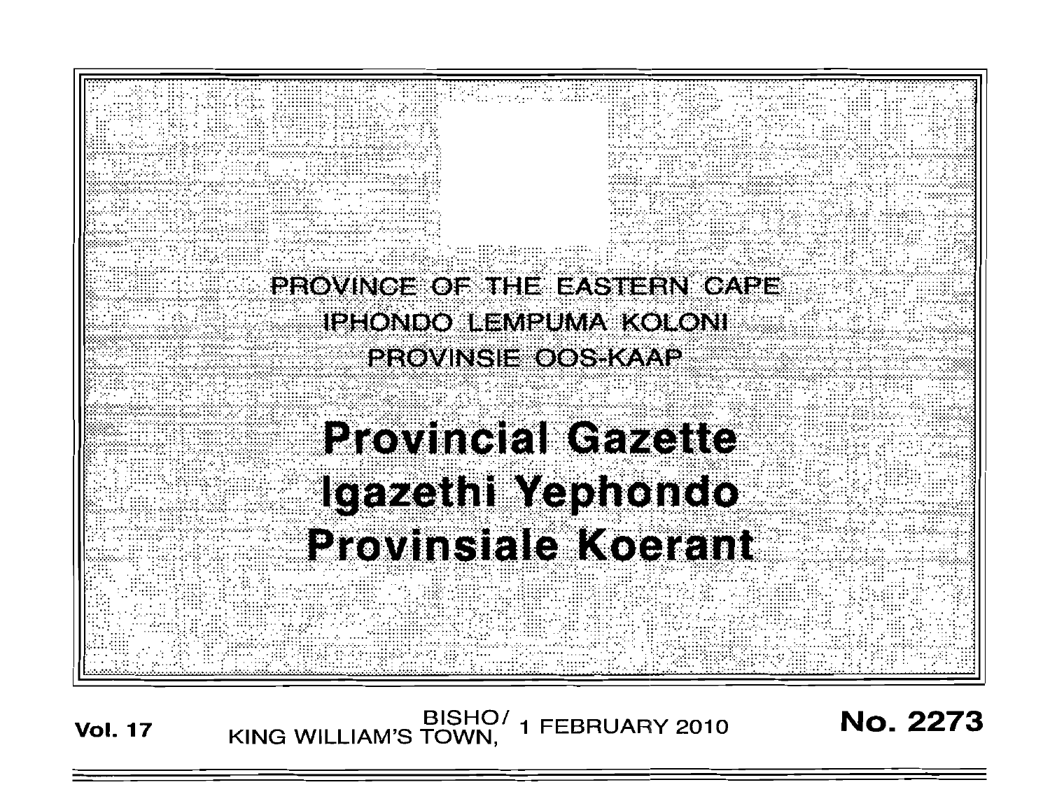PROVINCE OF THE EASTERN CAPE
IPHONDO LEMPUMA KOLONI
PROVINSIE OOS-KAAP

# Provincial Gazette
# Igazethi Yephondo
# Provinsiale Koerant

**Vol. 17** BISHO/KING WILLIAM'S TOWN, 1 FEBRUARY 2010 **No. 2273**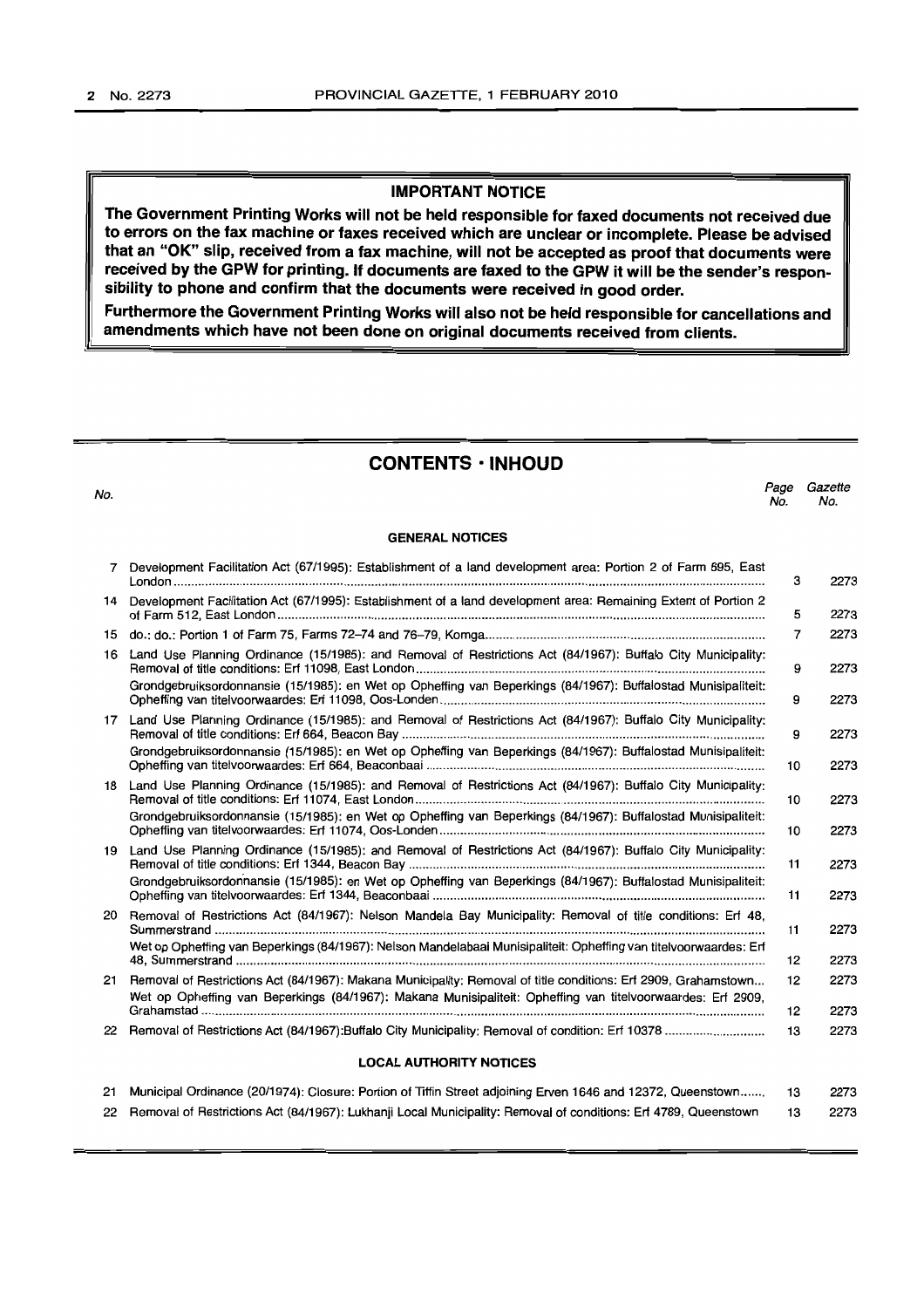**IMPORTANT NOTICE**

**The Government Printing Works will not be held responsible for faxed documents not received due to errors on the fax machine or faxes received which are unclear or incomplete. Please be advised that an "OK" slip, received from a fax machine, will not be accepted as proof that documents were received by the GPW for printing. If documents are faxed to the GPW it will be the sender's responsibility to phone and confirm that the documents were received in good order.**

**Furthermore the Government Printing Works will also not be held responsible for cancellations and amendments which have not been done on original documents received from clients.**

## CONTENTS · INHOUD

| No. | | Page No. | Gazette No. |
|---|---|---|---|
| | **GENERAL NOTICES** | | |
| 7 | Development Facilitation Act (67/1995): Establishment of a land development area: Portion 2 of Farm 595, East London | 3 | 2273 |
| 14 | Development Facilitation Act (67/1995): Establishment of a land development area: Remaining Extent of Portion 2 of Farm 512, East London | 5 | 2273 |
| 15 | do.: do.: Portion 1 of Farm 75, Farms 72–74 and 76–79, Komga | 7 | 2273 |
| 16 | Land Use Planning Ordinance (15/1985): and Removal of Restrictions Act (84/1967): Buffalo City Municipality: Removal of title conditions: Erf 11098, East London | 9 | 2273 |
| | Grondgebruiksordonnansie (15/1985): en Wet op Opheffing van Beperkings (84/1967): Buffalostad Munisipaliteit: Opheffing van titelvoorwaardes: Erf 11098, Oos-Londen | 9 | 2273 |
| 17 | Land Use Planning Ordinance (15/1985): and Removal of Restrictions Act (84/1967): Buffalo City Municipality: Removal of title conditions: Erf 664, Beacon Bay | 9 | 2273 |
| | Grondgebruiksordonnansie (15/1985): en Wet op Opheffing van Beperkings (84/1967): Buffalostad Munisipaliteit: Opheffing van titelvoorwaardes: Erf 664, Beaconbaai | 10 | 2273 |
| 18 | Land Use Planning Ordinance (15/1985): and Removal of Restrictions Act (84/1967): Buffalo City Municipality: Removal of title conditions: Erf 11074, East London | 10 | 2273 |
| | Grondgebruiksordonnansie (15/1985): en Wet op Opheffing van Beperkings (84/1967): Buffalostad Munisipaliteit: Opheffing van titelvoorwaardes: Erf 11074, Oos-Londen | 10 | 2273 |
| 19 | Land Use Planning Ordinance (15/1985): and Removal of Restrictions Act (84/1967): Buffalo City Municipality: Removal of title conditions: Erf 1344, Beacon Bay | 11 | 2273 |
| | Grondgebruiksordonnansie (15/1985): en Wet op Opheffing van Beperkings (84/1967): Buffalostad Munisipaliteit: Opheffing van titelvoorwaardes: Erf 1344, Beaconbaai | 11 | 2273 |
| 20 | Removal of Restrictions Act (84/1967): Nelson Mandela Bay Municipality: Removal of title conditions: Erf 48, Summerstrand | 11 | 2273 |
| | Wet op Opheffing van Beperkings (84/1967): Nelson Mandelabaai Munisipaliteit: Opheffing van titelvoorwaardes: Erf 48, Summerstrand | 12 | 2273 |
| 21 | Removal of Restrictions Act (84/1967): Makana Municipality: Removal of title conditions: Erf 2909, Grahamstown | 12 | 2273 |
| | Wet op Opheffing van Beperkings (84/1967): Makana Munisipaliteit: Opheffing van titelvoorwaardes: Erf 2909, Grahamstad | 12 | 2273 |
| 22 | Removal of Restrictions Act (84/1967):Buffalo City Municipality: Removal of condition: Erf 10378 | 13 | 2273 |
| | **LOCAL AUTHORITY NOTICES** | | |
| 21 | Municipal Ordinance (20/1974): Closure: Portion of Tiffin Street adjoining Erven 1646 and 12372, Queenstown | 13 | 2273 |
| 22 | Removal of Restrictions Act (84/1967): Lukhanji Local Municipality: Removal of conditions: Erf 4789, Queenstown | 13 | 2273 |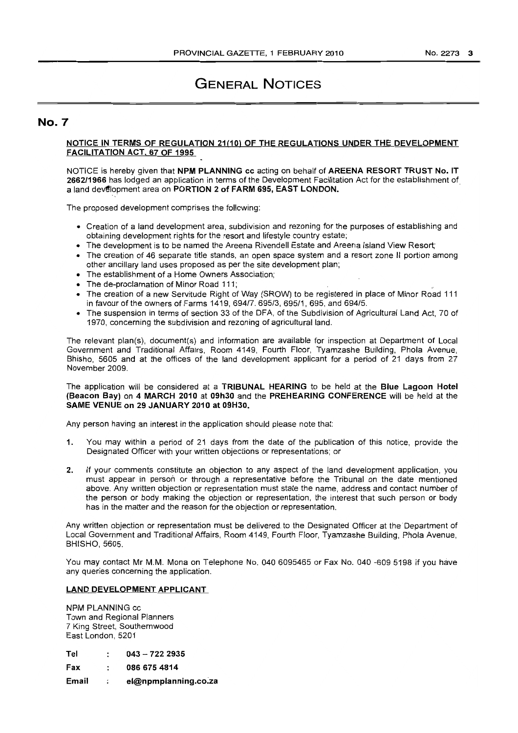# GENERAL NOTICES

## No. 7

**NOTICE IN TERMS OF REGULATION 21(10) OF THE REGULATIONS UNDER THE DEVELOPMENT FACILITATION ACT, 67 OF 1995**

NOTICE is hereby given that **NPM PLANNING cc** acting on behalf of **AREENA RESORT TRUST No. IT 2662/1966** has lodged an application in terms of the Development Facilitation Act for the establishment of a land development area on **PORTION 2 of FARM 695, EAST LONDON.**

The proposed development comprises the following:

- Creation of a land development area, subdivision and rezoning for the purposes of establishing and obtaining development rights for the resort and lifestyle country estate;
- The development is to be named the Areena Rivendell Estate and Areena Island View Resort;
- The creation of 46 separate title stands, an open space system and a resort zone II portion among other ancillary land uses proposed as per the site development plan;
- The establishment of a Home Owners Association;
- The de-proclamation of Minor Road 111;
- The creation of a new Servitude Right of Way (SROW) to be registered in place of Minor Road 111 in favour of the owners of Farms 1419, 694/7. 695/3, 695/1, 695, and 694/5.
- The suspension in terms of section 33 of the DFA, of the Subdivision of Agricultural Land Act, 70 of 1970, concerning the subdivision and rezoning of agricultural land.

The relevant plan(s), document(s) and information are available for inspection at Department of Local Government and Traditional Affairs, Room 4149, Fourth Floor, Tyamzashe Building, Phola Avenue, Bhisho, 5605 and at the offices of the land development applicant for a period of 21 days from 27 November 2009.

The application will be considered at a **TRIBUNAL HEARING** to be held at the **Blue Lagoon Hotel (Beacon Bay)** on **4 MARCH 2010** at **09h30** and the **PREHEARING CONFERENCE** will be held at the **SAME VENUE on 29 JANUARY 2010 at 09H30.**

Any person having an interest in the application should please note that:

1. You may within a period of 21 days from the date of the publication of this notice, provide the Designated Officer with your written objections or representations; or
2. If your comments constitute an objection to any aspect of the land development application, you must appear in person or through a representative before the Tribunal on the date mentioned above. Any written objection or representation must state the name, address and contact number of the person or body making the objection or representation, the interest that such person or body has in the matter and the reason for the objection or representation.

Any written objection or representation must be delivered to the Designated Officer at the Department of Local Government and Traditional Affairs, Room 4149, Fourth Floor, Tyamzashe Building, Phola Avenue, BHISHO, 5605.

You may contact Mr M.M. Mona on Telephone No. 040 6095465 or Fax No. 040 -609 5198 if you have any queries concerning the application.

**LAND DEVELOPMENT APPLICANT**

NPM PLANNING cc
Town and Regional Planners
7 King Street, Southernwood
East London, 5201

**Tel** : **043 – 722 2935**
**Fax** : **086 675 4814**
**Email** : **el@npmplanning.co.za**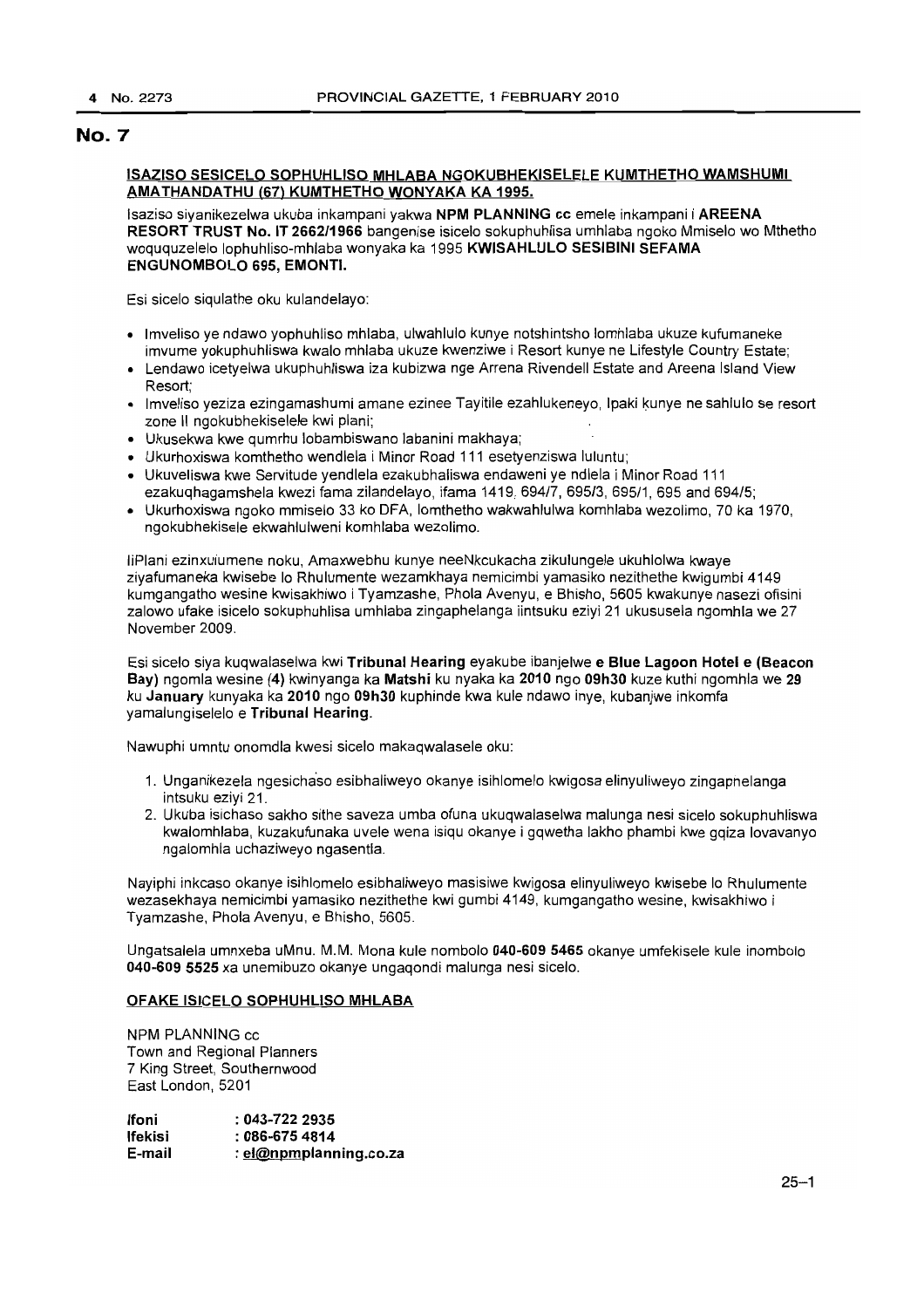# No. 7

**ISAZISO SESICELO SOPHUHLISO MHLABA NGOKUBHEKISELELE KUMTHETHO WAMSHUMI AMATHANDATHU (67) KUMTHETHO WONYAKA KA 1995.**

Isaziso siyanikezelwa ukuba inkampani yakwa **NPM PLANNING cc** emele inkampani i **AREENA RESORT TRUST No. IT 2662/1966** bangenise isicelo sokuphuhlisa umhlaba ngoko Mmiselo wo Mthetho woququzelelo lophuhliso-mhlaba wonyaka ka 1995 **KWISAHLULO SESIBINI SEFAMA ENGUNOMBOLO 695, EMONTI.**

Esi sicelo siqulathe oku kulandelayo:

- Imveliso ye ndawo yophuhliso mhlaba, ulwahlulo kunye notshintsho lomhlaba ukuze kufumaneke imvume yokuphuhliswa kwalo mhlaba ukuze kwenziwe i Resort kunye ne Lifestyle Country Estate;
- Lendawo icetyelwa ukuphuhliswa iza kubizwa nge Arrena Rivendell Estate and Areena Island View Resort;
- Imveliso yeziza ezingamashumi amane ezinee Tayitile ezahlukeneyo, Ipaki kunye ne sahlulo se resort zone II ngokubhekiselele kwi plani;
- Ukusekwa kwe qumrhu lobambiswano labanini makhaya;
- Ukurhoxiswa komthetho wendlela i Minor Road 111 esetyenziswa luluntu;
- Ukuveliswa kwe Servitude yendlela ezakubhaliswa endaweni ye ndlela i Minor Road 111 ezakuqhagamshela kwezi fama zilandelayo, ifama 1419, 694/7, 695/3, 695/1, 695 and 694/5;
- Ukurhoxiswa ngoko mmiselo 33 ko DFA, lomthetho wakwahlulwa komhlaba wezolimo, 70 ka 1970, ngokubhekisele ekwahlulweni komhlaba wezolimo.

IiPlani ezinxulumene noku, Amaxwebhu kunye neeNkcukacha zikulungele ukuhlolwa kwaye ziyafumaneka kwisebe lo Rhulumente wezamkhaya nemicimbi yamasiko nezithethe kwigumbi 4149 kumgangatho wesine kwisakhiwo i Tyamzashe, Phola Avenyu, e Bhisho, 5605 kwakunye nasezi ofisini zalowo ufake isicelo sokuphuhlisa umhlaba zingaphelanga iintsuku eziyi 21 ukususela ngomhla we 27 November 2009.

Esi sicelo siya kuqwalaselwa kwi **Tribunal Hearing** eyakube ibanjelwe **e Blue Lagoon Hotel e (Beacon Bay)** ngomla wesine **(4)** kwinyanga ka **Matshi** ku nyaka ka **2010** ngo **09h30** kuze kuthi ngomhla we **29** ku **January** kunyaka ka **2010** ngo **09h30** kuphinde kwa kule ndawo inye, kubanjwe inkomfa yamalungiselelo e **Tribunal Hearing**.

Nawuphi umntu onomdla kwesi sicelo makaqwalasele oku:

1. Unganikezela ngesichaso esibhaliweyo okanye isihlomelo kwigosa elinyuliweyo zingaphelanga intsuku eziyi 21.
2. Ukuba isichaso sakho sithe saveza umba ofuna ukuqwalaselwa malunga nesi sicelo sokuphuhliswa kwalomhlaba, kuzakufunaka uvele wena isiqu okanye i gqwetha lakho phambi kwe gqiza lovavanyo ngalomhla uchaziweyo ngasentla.

Nayiphi inkcaso okanye isihlomelo esibhaliweyo masisiwe kwigosa elinyuliweyo kwisebe lo Rhulumente wezasekhaya nemicimbi yamasiko nezithethe kwi gumbi 4149, kumgangatho wesine, kwisakhiwo i Tyamzashe, Phola Avenyu, e Bhisho, 5605.

Ungatsalela umnxeba uMnu. M.M. Mona kule nombolo **040-609 5465** okanye umfekisele kule inombolo **040-609 5525** xa unemibuzo okanye ungaqondi malunga nesi sicelo.

**OFAKE ISICELO SOPHUHLISO MHLABA**

NPM PLANNING cc
Town and Regional Planners
7 King Street, Southernwood
East London, 5201

**Ifoni** : **043-722 2935**
**Ifekisi** : **086-675 4814**
**E-mail** : **el@npmplanning.co.za**

25–1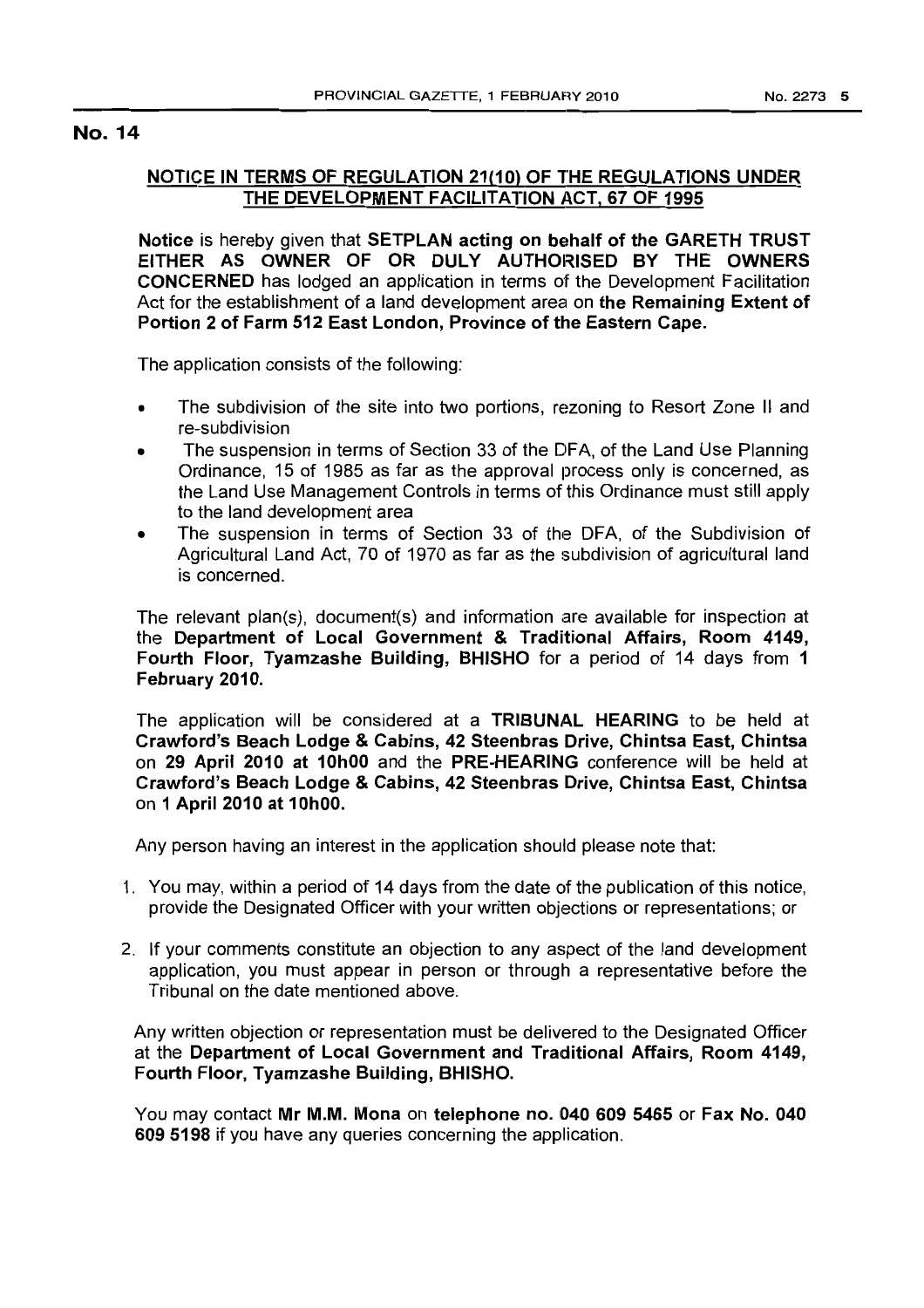## No. 14

**NOTICE IN TERMS OF REGULATION 21(10) OF THE REGULATIONS UNDER THE DEVELOPMENT FACILITATION ACT, 67 OF 1995**

**Notice** is hereby given that **SETPLAN acting on behalf of the GARETH TRUST EITHER AS OWNER OF OR DULY AUTHORISED BY THE OWNERS CONCERNED** has lodged an application in terms of the Development Facilitation Act for the establishment of a land development area on **the Remaining Extent of Portion 2 of Farm 512 East London, Province of the Eastern Cape.**

The application consists of the following:

- The subdivision of the site into two portions, rezoning to Resort Zone II and re-subdivision
- The suspension in terms of Section 33 of the DFA, of the Land Use Planning Ordinance, 15 of 1985 as far as the approval process only is concerned, as the Land Use Management Controls in terms of this Ordinance must still apply to the land development area
- The suspension in terms of Section 33 of the DFA, of the Subdivision of Agricultural Land Act, 70 of 1970 as far as the subdivision of agricultural land is concerned.

The relevant plan(s), document(s) and information are available for inspection at the **Department of Local Government & Traditional Affairs, Room 4149, Fourth Floor, Tyamzashe Building, BHISHO** for a period of 14 days from **1 February 2010.**

The application will be considered at a **TRIBUNAL HEARING** to be held at **Crawford's Beach Lodge & Cabins, 42 Steenbras Drive, Chintsa East, Chintsa** on **29 April 2010 at 10h00** and the **PRE-HEARING** conference will be held at **Crawford's Beach Lodge & Cabins, 42 Steenbras Drive, Chintsa East, Chintsa** on **1 April 2010 at 10h00.**

Any person having an interest in the application should please note that:

1. You may, within a period of 14 days from the date of the publication of this notice, provide the Designated Officer with your written objections or representations; or
2. If your comments constitute an objection to any aspect of the land development application, you must appear in person or through a representative before the Tribunal on the date mentioned above.

Any written objection or representation must be delivered to the Designated Officer at the **Department of Local Government and Traditional Affairs, Room 4149, Fourth Floor, Tyamzashe Building, BHISHO.**

You may contact **Mr M.M. Mona** on **telephone no. 040 609 5465** or **Fax No. 040 609 5198** if you have any queries concerning the application.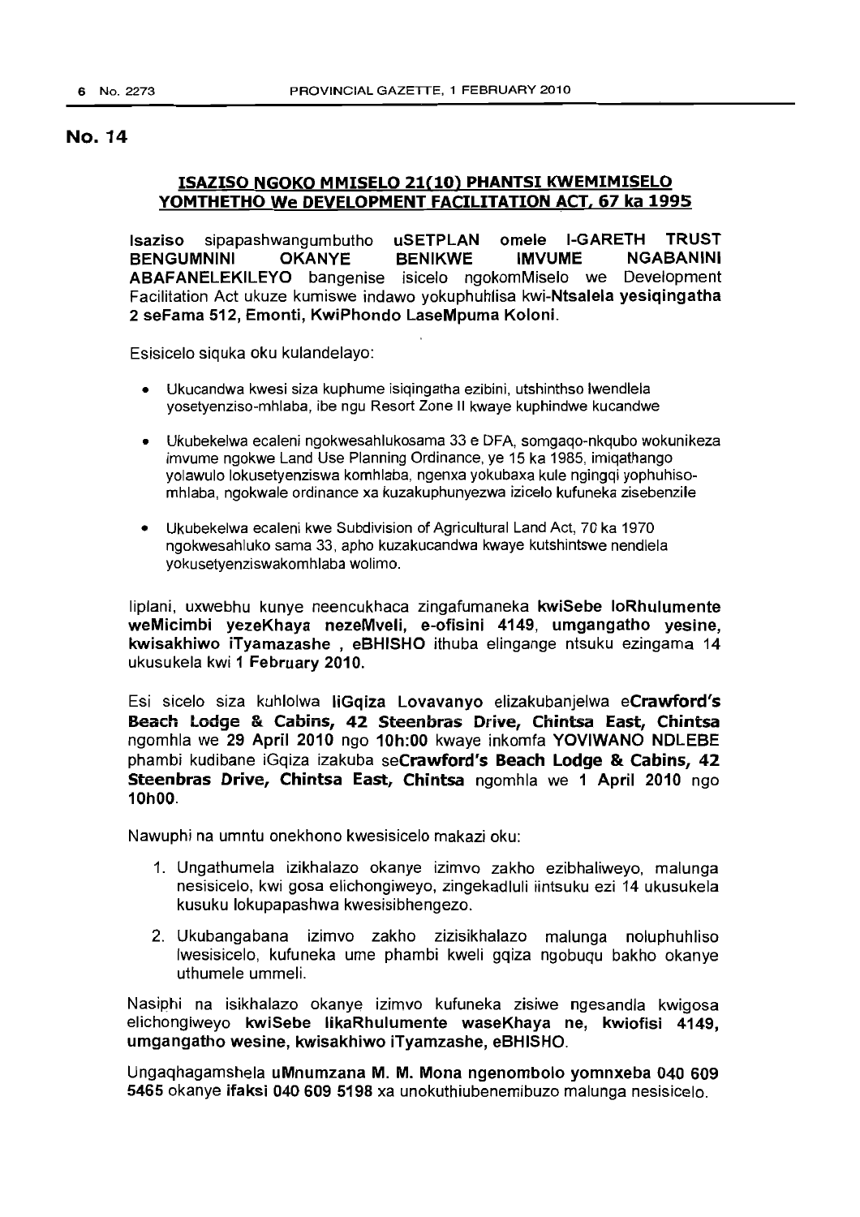## No. 14

### ISAZISO NGOKO MMISELO 21(10) PHANTSI KWEMIMISELO YOMTHETHO We DEVELOPMENT FACILITATION ACT, 67 ka 1995

**Isaziso** sipapashwangumbutho **uSETPLAN omele I-GARETH TRUST BENGUMNINI OKANYE BENIKWE IMVUME NGABANINI ABAFANELEKILEYO** bangenise isicelo ngokomMiselo we Development Facilitation Act ukuze kumiswe indawo yokuphuhlisa kwi-**Ntsalela yesiqingatha 2 seFama 512, Emonti, KwiPhondo LaseMpuma Koloni.**

Esisicelo siquka oku kulandelayo:

- Ukucandwa kwesi siza kuphume isiqingatha ezibini, utshinthso lwendlela yosetyenziso-mhlaba, ibe ngu Resort Zone II kwaye kuphindwe kucandwe
- Ukubekelwa ecaleni ngokwesahlukosama 33 e DFA, somgaqo-nkqubo wokunikeza imvume ngokwe Land Use Planning Ordinance, ye 15 ka 1985, imiqathango yolawulo lokusetyenziswa komhlaba, ngenxa yokubaxa kule ngingqi yophuhiso-mhlaba, ngokwale ordinance xa kuzakuphunyezwa izicelo kufuneka zisebenzile
- Ukubekelwa ecaleni kwe Subdivision of Agricultural Land Act, 70 ka 1970 ngokwesahluko sama 33, apho kuzakucandwa kwaye kutshintswe nendlela yokusetyenziswakomhlaba wolimo.

Iiplani, uxwebhu kunye neencukhaca zingafumaneka **kwiSebe loRhulumente weMicimbi yezeKhaya nezeMveli, e-ofisini 4149, umgangatho yesine, kwisakhiwo iTyamazashe , eBHISHO** ithuba elingange ntsuku ezingama 14 ukusukela kwi **1 February 2010.**

Esi sicelo siza kuhlolwa **liGqiza Lovavanyo** elizakubanjelwa **eCrawford's Beach Lodge & Cabins, 42 Steenbras Drive, Chintsa East, Chintsa** ngomhla we **29 April 2010** ngo **10h:00** kwaye inkomfa **YOVIWANO NDLEBE** phambi kudibane iGqiza izakuba **seCrawford's Beach Lodge & Cabins, 42 Steenbras Drive, Chintsa East, Chintsa** ngomhla we **1 April 2010** ngo **10h00.**

Nawuphi na umntu onekhono kwesisicelo makazi oku:

1. Ungathumela izikhalazo okanye izimvo zakho ezibhaliweyo, malunga nesisicelo, kwi gosa elichongiweyo, zingekadluli iintsuku ezi 14 ukusukela kusuku lokupapashwa kwesisibhengezo.
2. Ukubangabana izimvo zakho zizisikhalazo malunga noluphuhliso lwesisicelo, kufuneka ume phambi kweli gqiza ngobuqu bakho okanye uthumele ummeli.

Nasiphi na isikhalazo okanye izimvo kufuneka zisiwe ngesandla kwigosa elichongiweyo **kwiSebe likaRhulumente waseKhaya ne, kwiofisi 4149, umgangatho wesine, kwisakhiwo iTyamzashe, eBHISHO.**

Ungaqhagamshela **uMnumzana M. M. Mona ngenombolo yomnxeba 040 609 5465** okanye **ifaksi 040 609 5198** xa unokuthiubenemibuzo malunga nesisicelo.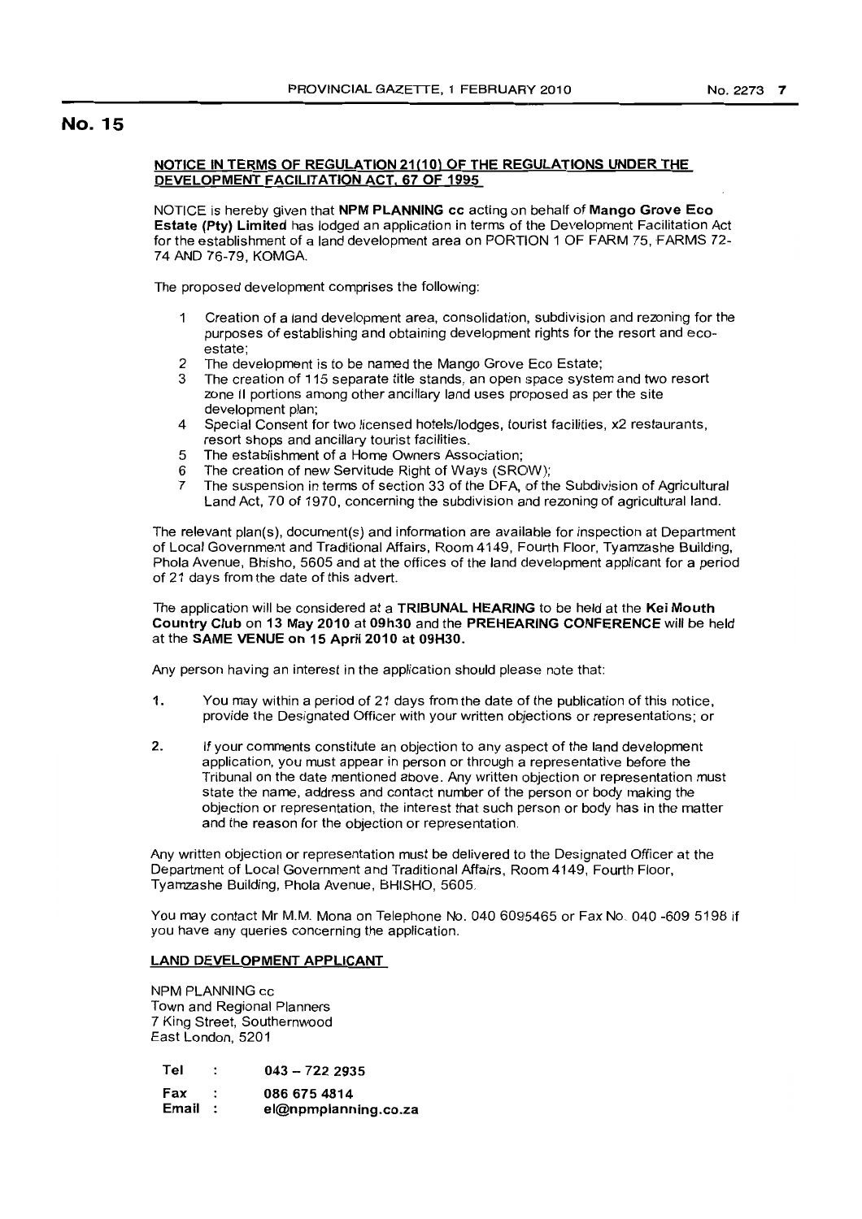# No. 15

## NOTICE IN TERMS OF REGULATION 21(10) OF THE REGULATIONS UNDER THE DEVELOPMENT FACILITATION ACT, 67 OF 1995

NOTICE is hereby given that **NPM PLANNING cc** acting on behalf of **Mango Grove Eco Estate (Pty) Limited** has lodged an application in terms of the Development Facilitation Act for the establishment of a land development area on PORTION 1 OF FARM 75, FARMS 72-74 AND 76-79, KOMGA.

The proposed development comprises the following:

1. Creation of a land development area, consolidation, subdivision and rezoning for the purposes of establishing and obtaining development rights for the resort and eco-estate;
2. The development is to be named the Mango Grove Eco Estate;
3. The creation of 115 separate title stands, an open space system and two resort zone II portions among other ancillary land uses proposed as per the site development plan;
4. Special Consent for two licensed hotels/lodges, tourist facilities, x2 restaurants, resort shops and ancillary tourist facilities.
5. The establishment of a Home Owners Association;
6. The creation of new Servitude Right of Ways (SROW);
7. The suspension in terms of section 33 of the DFA, of the Subdivision of Agricultural Land Act, 70 of 1970, concerning the subdivision and rezoning of agricultural land.

The relevant plan(s), document(s) and information are available for inspection at Department of Local Government and Traditional Affairs, Room 4149, Fourth Floor, Tyamzashe Building, Phola Avenue, Bhisho, 5605 and at the offices of the land development applicant for a period of 21 days from the date of this advert.

The application will be considered at a **TRIBUNAL HEARING** to be held at the **Kei Mouth Country Club** on **13 May 2010** at **09h30** and the **PREHEARING CONFERENCE** will be held at the **SAME VENUE on 15 April 2010 at 09H30.**

Any person having an interest in the application should please note that:

1. You may within a period of 21 days from the date of the publication of this notice, provide the Designated Officer with your written objections or representations; or
2. If your comments constitute an objection to any aspect of the land development application, you must appear in person or through a representative before the Tribunal on the date mentioned above. Any written objection or representation must state the name, address and contact number of the person or body making the objection or representation, the interest that such person or body has in the matter and the reason for the objection or representation.

Any written objection or representation must be delivered to the Designated Officer at the Department of Local Government and Traditional Affairs, Room 4149, Fourth Floor, Tyamzashe Building, Phola Avenue, BHISHO, 5605.

You may contact Mr M.M. Mona on Telephone No. 040 6095465 or Fax No. 040 -609 5198 if you have any queries concerning the application.

## LAND DEVELOPMENT APPLICANT

NPM PLANNING cc
Town and Regional Planners
7 King Street, Southernwood
East London, 5201

| | | |
|---|---|---|
| Tel | : | **043 – 722 2935** |
| Fax | : | **086 675 4814** |
| Email | : | **el@npmplanning.co.za** |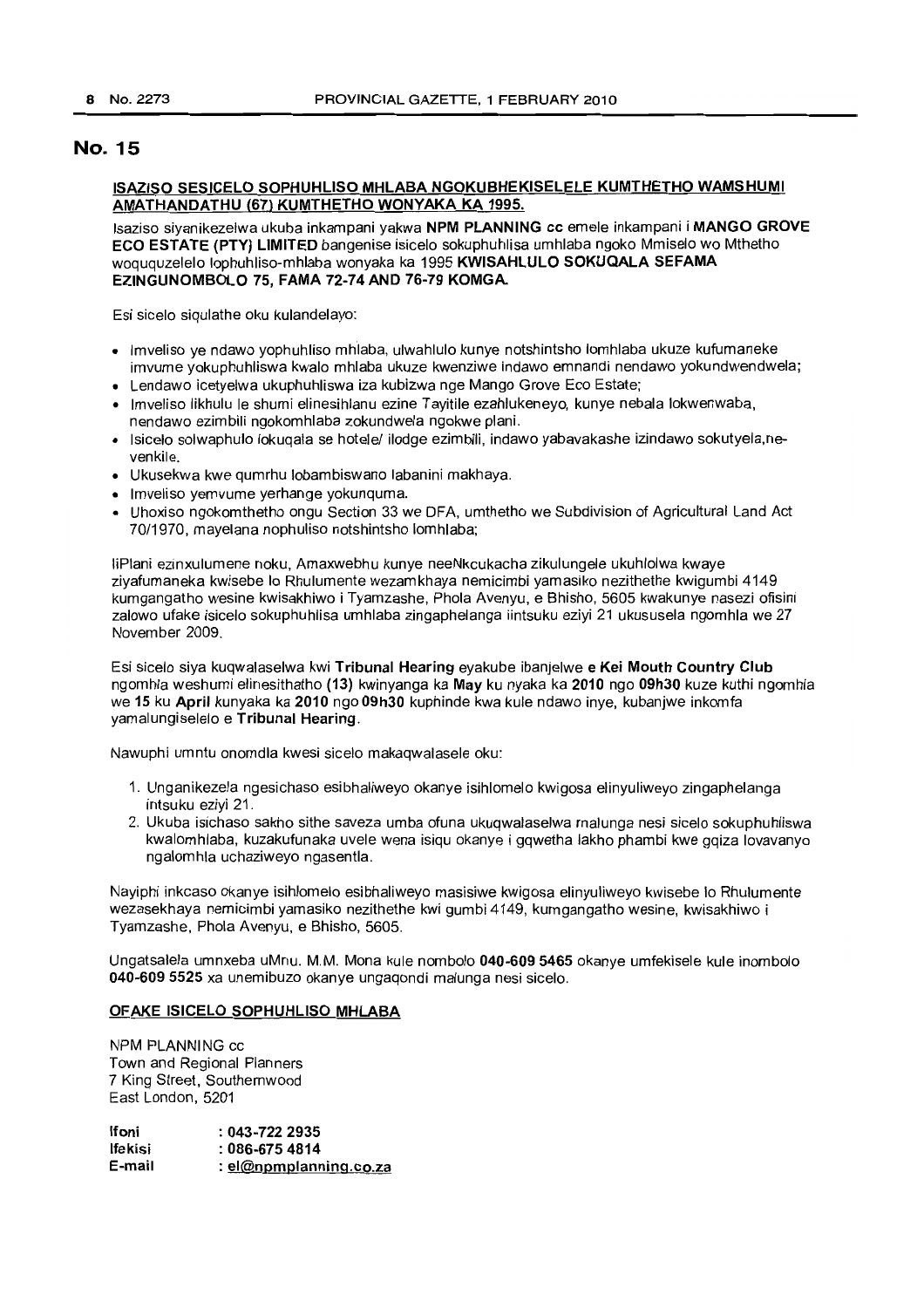## No. 15

**ISAZISO SESICELO SOPHUHLISO MHLABA NGOKUBHEKISELELE KUMTHETHO WAMSHUMI AMATHANDATHU (67) KUMTHETHO WONYAKA KA 1995.**

Isaziso siyanikezelwa ukuba inkampani yakwa **NPM PLANNING cc** emele inkampani i **MANGO GROVE ECO ESTATE (PTY) LIMITED** bangenise isicelo sokuphuhlisa umhlaba ngoko Mmiselo wo Mthetho woququzelelo lophuhliso-mhlaba wonyaka ka 1995 **KWISAHLULO SOKUQALA SEFAMA EZINGUNOMBOLO 75, FAMA 72-74 AND 76-79 KOMGA.**

Esi sicelo siqulathe oku kulandelayo:

- Imveliso ye ndawo yophuhliso mhlaba, ulwahlulo kunye notshintsho lomhlaba ukuze kufumaneke imvume yokuphuhliswa kwalo mhlaba ukuze kwenziwe indawo emnandi nendawo yokundwendwela;
- Lendawo icetyelwa ukuphuhliswa iza kubizwa nge Mango Grove Eco Estate;
- Imveliso likhulu le shumi elinesihlanu ezine Tayitile ezahlukeneyo, kunye nebala lokwenwaba, nendawo ezimbili ngokomhlaba zokundwela ngokwe plani.
- Isicelo solwaphulo lokuqala se hotele/ ilodge ezimbili, indawo yabavakashe izindawo sokutyela,ne-venkile.
- Ukusekwa kwe qumrhu lobambiswano labanini makhaya.
- Imveliso yemvume yerhange yokunquma.
- Uhoxiso ngokomthetho ongu Section 33 we DFA, umthetho we Subdivision of Agricultural Land Act 70/1970, mayelana nophuliso notshintsho lomhlaba;

IiPlani ezinxulumene noku, Amaxwebhu kunye neeNkcukacha zikulungele ukuhlolwa kwaye ziyafumaneka kwisebe lo Rhulumente wezamkhaya nemicimbi yamasiko nezithethe kwigumbi 4149 kumgangatho wesine kwisakhiwo i Tyamzashe, Phola Avenyu, e Bhisho, 5605 kwakunye nasezi ofisini zalowo ufake isicelo sokuphuhlisa umhlaba zingaphelanga iintsuku eziyi 21 ukususela ngomhla we 27 November 2009.

Esi sicelo siya kuqwalaselwa kwi **Tribunal Hearing** eyakube ibanjelwe **e Kei Mouth Country Club** ngomhla weshumi elinesithatho **(13)** kwinyanga ka **May** ku nyaka ka **2010** ngo **09h30** kuze kuthi ngomhla we **15** ku **April** kunyaka ka **2010** ngo **09h30** kuphinde kwa kule ndawo inye, kubanjwe inkomfa yamalungiselelo e **Tribunal Hearing**.

Nawuphi umntu onomdla kwesi sicelo makaqwalasele oku:

1. Unganikezela ngesichaso esibhaliweyo okanye isihlomelo kwigosa elinyuliweyo zingaphelanga intsuku eziyi 21.
2. Ukuba isichaso sakho sithe saveza umba ofuna ukuqwalaselwa malunga nesi sicelo sokuphuhliswa kwalomhlaba, kuzakufunaka uvele wena isiqu okanye i gqwetha lakho phambi kwe gqiza lovavanyo ngalomhla uchaziweyo ngasentla.

Nayiphi inkcaso okanye isihlomelo esibhaliweyo masisiwe kwigosa elinyuliweyo kwisebe lo Rhulumente wezasekhaya nemicimbi yamasiko nezithethe kwi gumbi 4149, kumgangatho wesine, kwisakhiwo i Tyamzashe, Phola Avenyu, e Bhisho, 5605.

Ungatsalela umnxeba uMnu. M.M. Mona kule nombolo **040-609 5465** okanye umfekisele kule inombolo **040-609 5525** xa unemibuzo okanye ungaqondi malunga nesi sicelo.

**OFAKE ISICELO SOPHUHLISO MHLABA**

NPM PLANNING cc  
Town and Regional Planners  
7 King Street, Southernwood  
East London, 5201

| | |
|---|---|
| **Ifoni** | **: 043-722 2935** |
| **Ifekisi** | **: 086-675 4814** |
| **E-mail** | **: el@npmplanning.co.za** |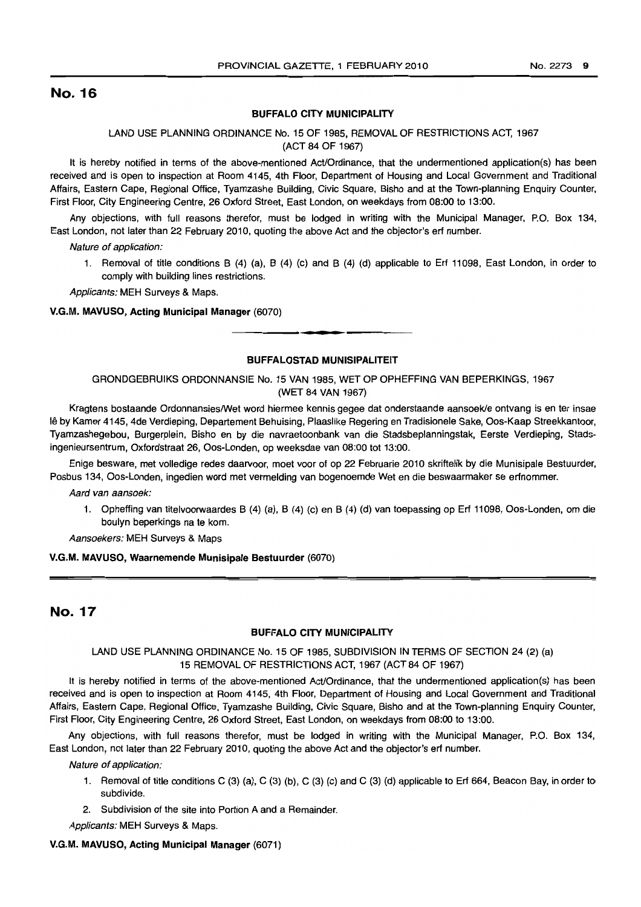## No. 16

**BUFFALO CITY MUNICIPALITY**

LAND USE PLANNING ORDINANCE No. 15 OF 1985, REMOVAL OF RESTRICTIONS ACT, 1967 (ACT 84 OF 1967)

It is hereby notified in terms of the above-mentioned Act/Ordinance, that the undermentioned application(s) has been received and is open to inspection at Room 4145, 4th Floor, Department of Housing and Local Government and Traditional Affairs, Eastern Cape, Regional Office, Tyamzashe Building, Civic Square, Bisho and at the Town-planning Enquiry Counter, First Floor, City Engineering Centre, 26 Oxford Street, East London, on weekdays from 08:00 to 13:00.

Any objections, with full reasons therefor, must be lodged in writing with the Municipal Manager, P.O. Box 134, East London, not later than 22 February 2010, quoting the above Act and the objector's erf number.

*Nature of application:*

1. Removal of title conditions B (4) (a), B (4) (c) and B (4) (d) applicable to Erf 11098, East London, in order to comply with building lines restrictions.

*Applicants:* MEH Surveys & Maps.

**V.G.M. MAVUSO, Acting Municipal Manager** (6070)

---

**BUFFALOSTAD MUNISIPALITEIT**

GRONDGEBRUIKS ORDONNANSIE No. 15 VAN 1985, WET OP OPHEFFING VAN BEPERKINGS, 1967 (WET 84 VAN 1967)

Kragtens bostaande Ordonnansies/Wet word hiermee kennis gegee dat onderstaande aansoek/e ontvang is en ter insae lê by Kamer 4145, 4de Verdieping, Departement Behuising, Plaaslike Regering en Tradisionele Sake, Oos-Kaap Streekkantoor, Tyamzashegebou, Burgerplein, Bisho en by die navraetoonbank van die Stadsbeplanningstak, Eerste Verdieping, Stadsingenieursentrum, Oxfordstraat 26, Oos-Londen, op weeksdae van 08:00 tot 13:00.

Enige besware, met volledige redes daarvoor, moet voor of op 22 Februarie 2010 skriftelik by die Munisipale Bestuurder, Posbus 134, Oos-Londen, ingedien word met vermelding van bogenoemde Wet en die beswaarmaker se erfnommer.

*Aard van aansoek:*

1. Opheffing van titelvoorwaardes B (4) (a), B (4) (c) en B (4) (d) van toepassing op Erf 11098, Oos-Londen, om die boulyn beperkings na te kom.

*Aansoekers:* MEH Surveys & Maps

**V.G.M. MAVUSO, Waarnemende Munisipale Bestuurder** (6070)

---

## No. 17

**BUFFALO CITY MUNICIPALITY**

LAND USE PLANNING ORDINANCE No. 15 OF 1985, SUBDIVISION IN TERMS OF SECTION 24 (2) (a) 15 REMOVAL OF RESTRICTIONS ACT, 1967 (ACT 84 OF 1967)

It is hereby notified in terms of the above-mentioned Act/Ordinance, that the undermentioned application(s) has been received and is open to inspection at Room 4145, 4th Floor, Department of Housing and Local Government and Traditional Affairs, Eastern Cape, Regional Office, Tyamzashe Building, Civic Square, Bisho and at the Town-planning Enquiry Counter, First Floor, City Engineering Centre, 26 Oxford Street, East London, on weekdays from 08:00 to 13:00.

Any objections, with full reasons therefor, must be lodged in writing with the Municipal Manager, P.O. Box 134, East London, not later than 22 February 2010, quoting the above Act and the objector's erf number.

*Nature of application:*

1. Removal of title conditions C (3) (a), C (3) (b), C (3) (c) and C (3) (d) applicable to Erf 664, Beacon Bay, in order to subdivide.
2. Subdivision of the site into Portion A and a Remainder.

*Applicants:* MEH Surveys & Maps.

**V.G.M. MAVUSO, Acting Municipal Manager** (6071)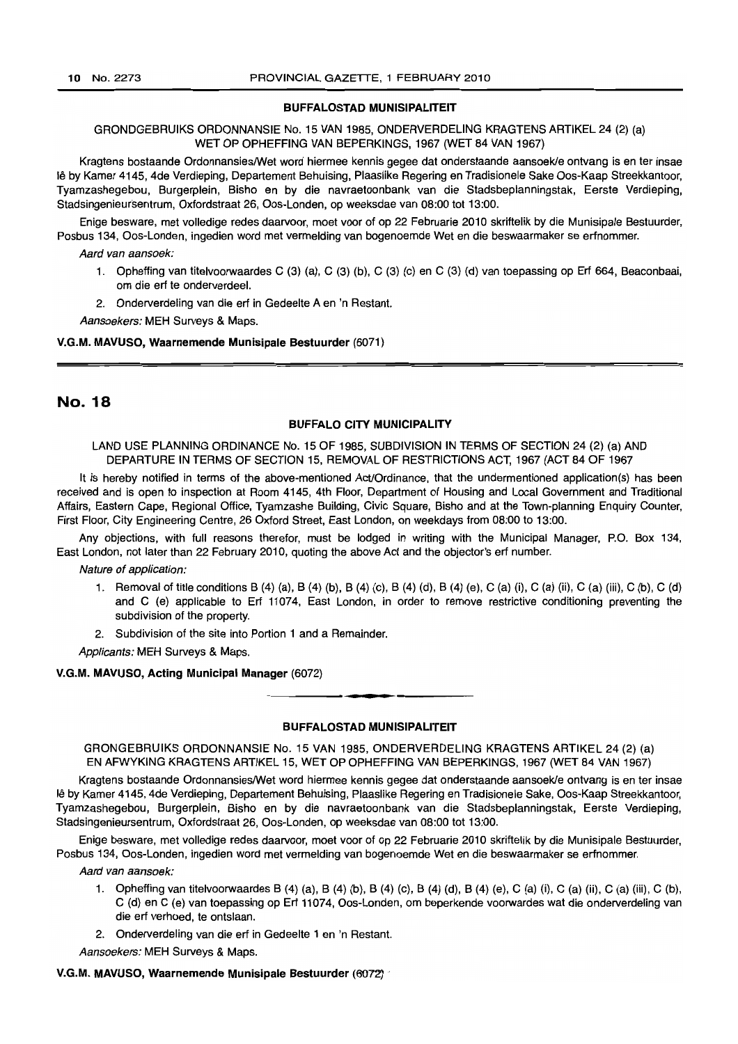### BUFFALOSTAD MUNISIPALITEIT

GRONDGEBRUIKS ORDONNANSIE No. 15 VAN 1985, ONDERVERDELING KRAGTENS ARTIKEL 24 (2) (a) WET OP OPHEFFING VAN BEPERKINGS, 1967 (WET 84 VAN 1967)

Kragtens bostaande Ordonnansies/Wet word hiermee kennis gegee dat onderstaande aansoek/e ontvang is en ter insae lê by Kamer 4145, 4de Verdieping, Departement Behuising, Plaaslike Regering en Tradisionele Sake Oos-Kaap Streekkantoor, Tyamzashegebou, Burgerplein, Bisho en by die navraetoonbank van die Stadsbeplanningstak, Eerste Verdieping, Stadsingenieursentrum, Oxfordstraat 26, Oos-Londen, op weeksdae van 08:00 tot 13:00.

Enige besware, met volledige redes daarvoor, moet voor of op 22 Februarie 2010 skriftelik by die Munisipale Bestuurder, Posbus 134, Oos-Londen, ingedien word met vermelding van bogenoemde Wet en die beswaarmaker se erfnommer.

*Aard van aansoek:*

1. Opheffing van titelvoorwaardes C (3) (a), C (3) (b), C (3) (c) en C (3) (d) van toepassing op Erf 664, Beaconbaai, om die erf te onderverdeel.
2. Onderverdeling van die erf in Gedeelte A en 'n Restant.

*Aansoekers:* MEH Surveys & Maps.

**V.G.M. MAVUSO, Waarnemende Munisipale Bestuurder** (6071)

## No. 18

### BUFFALO CITY MUNICIPALITY

LAND USE PLANNING ORDINANCE No. 15 OF 1985, SUBDIVISION IN TERMS OF SECTION 24 (2) (a) AND DEPARTURE IN TERMS OF SECTION 15, REMOVAL OF RESTRICTIONS ACT, 1967 (ACT 84 OF 1967

It is hereby notified in terms of the above-mentioned Act/Ordinance, that the undermentioned application(s) has been received and is open to inspection at Room 4145, 4th Floor, Department of Housing and Local Government and Traditional Affairs, Eastern Cape, Regional Office, Tyamzashe Building, Civic Square, Bisho and at the Town-planning Enquiry Counter, First Floor, City Engineering Centre, 26 Oxford Street, East London, on weekdays from 08:00 to 13:00.

Any objections, with full reasons therefor, must be lodged in writing with the Municipal Manager, P.O. Box 134, East London, not later than 22 February 2010, quoting the above Act and the objector's erf number.

*Nature of application:*

1. Removal of title conditions B (4) (a), B (4) (b), B (4) (c), B (4) (d), B (4) (e), C (a) (i), C (a) (ii), C (a) (iii), C (b), C (d) and C (e) applicable to Erf 11074, East London, in order to remove restrictive conditioning preventing the subdivision of the property.
2. Subdivision of the site into Portion 1 and a Remainder.

*Applicants:* MEH Surveys & Maps.

**V.G.M. MAVUSO, Acting Municipal Manager** (6072)

### BUFFALOSTAD MUNISIPALITEIT

GRONGEBRUIKS ORDONNANSIE No. 15 VAN 1985, ONDERVERDELING KRAGTENS ARTIKEL 24 (2) (a) EN AFWYKING KRAGTENS ARTIKEL 15, WET OP OPHEFFING VAN BEPERKINGS, 1967 (WET 84 VAN 1967)

Kragtens bostaande Ordonnansies/Wet word hiermee kennis gegee dat onderstaande aansoek/e ontvang is en ter insae lê by Kamer 4145, 4de Verdieping, Departement Behuising, Plaaslike Regering en Tradisionele Sake, Oos-Kaap Streekkantoor, Tyamzashegebou, Burgerplein, Bisho en by die navraetoonbank van die Stadsbeplanningstak, Eerste Verdieping, Stadsingenieursentrum, Oxfordstraat 26, Oos-Londen, op weeksdae van 08:00 tot 13:00.

Enige besware, met volledige redes daarvoor, moet voor of op 22 Februarie 2010 skriftelik by die Munisipale Bestuurder, Posbus 134, Oos-Londen, ingedien word met vermelding van bogenoemde Wet en die beswaarmaker se erfnommer.

*Aard van aansoek:*

1. Opheffing van titelvoorwaardes B (4) (a), B (4) (b), B (4) (c), B (4) (d), B (4) (e), C (a) (i), C (a) (ii), C (a) (iii), C (b), C (d) en C (e) van toepassing op Erf 11074, Oos-Londen, om beperkende voorwardes wat die onderverdeling van die erf verhoed, te ontslaan.
2. Onderverdeling van die erf in Gedeelte 1 en 'n Restant.

*Aansoekers:* MEH Surveys & Maps.

**V.G.M. MAVUSO, Waarnemende Munisipale Bestuurder** (6072)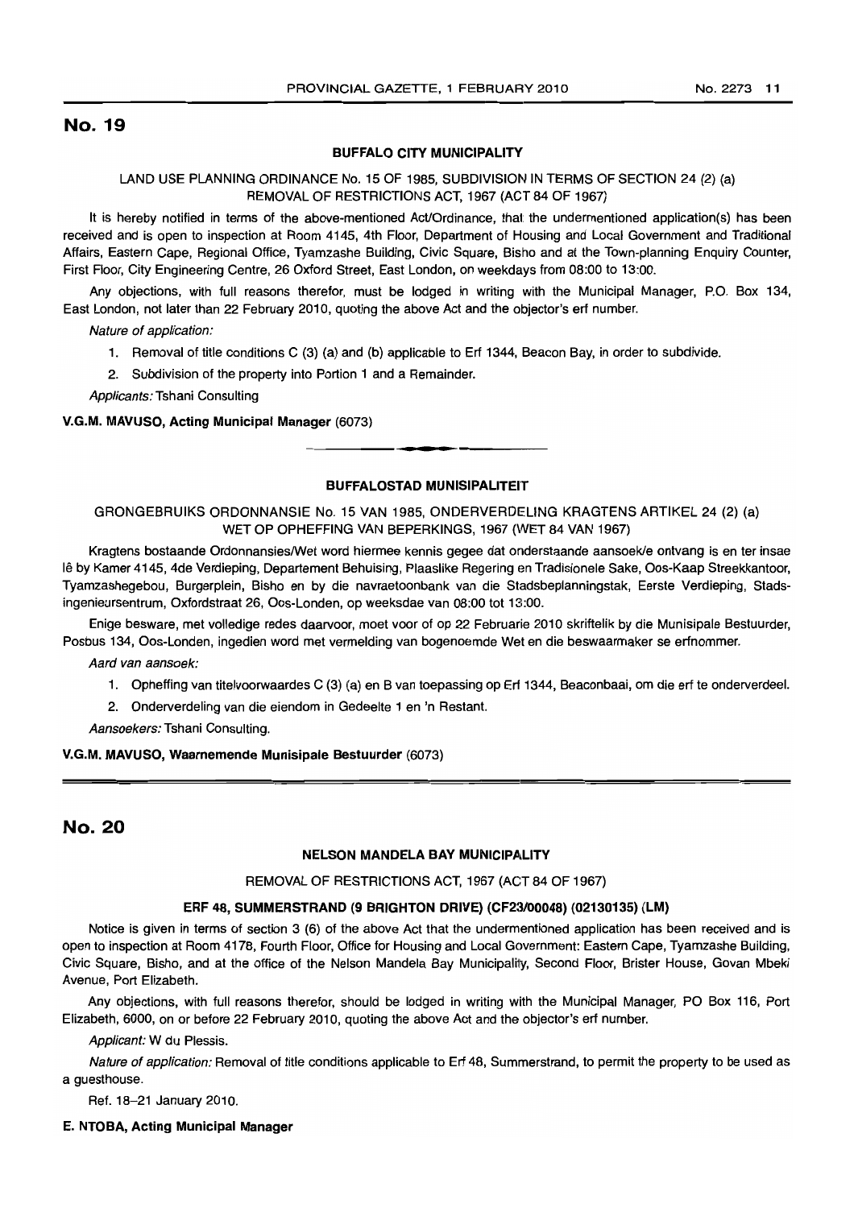## No. 19

### BUFFALO CITY MUNICIPALITY

LAND USE PLANNING ORDINANCE No. 15 OF 1985, SUBDIVISION IN TERMS OF SECTION 24 (2) (a)
REMOVAL OF RESTRICTIONS ACT, 1967 (ACT 84 OF 1967)

It is hereby notified in terms of the above-mentioned Act/Ordinance, that the undermentioned application(s) has been received and is open to inspection at Room 4145, 4th Floor, Department of Housing and Local Government and Traditional Affairs, Eastern Cape, Regional Office, Tyamzashe Building, Civic Square, Bisho and at the Town-planning Enquiry Counter, First Floor, City Engineering Centre, 26 Oxford Street, East London, on weekdays from 08:00 to 13:00.

Any objections, with full reasons therefor, must be lodged in writing with the Municipal Manager, P.O. Box 134, East London, not later than 22 February 2010, quoting the above Act and the objector's erf number.

*Nature of application:*

1. Removal of title conditions C (3) (a) and (b) applicable to Erf 1344, Beacon Bay, in order to subdivide.
2. Subdivision of the property into Portion 1 and a Remainder.

*Applicants:* Tshani Consulting

**V.G.M. MAVUSO, Acting Municipal Manager** (6073)

---

### BUFFALOSTAD MUNISIPALITEIT

GRONGEBRUIKS ORDONNANSIE No. 15 VAN 1985, ONDERVERDELING KRAGTENS ARTIKEL 24 (2) (a)
WET OP OPHEFFING VAN BEPERKINGS, 1967 (WET 84 VAN 1967)

Kragtens bostaande Ordonnansies/Wet word hiermee kennis gegee dat onderstaande aansoek/e ontvang is en ter insae lê by Kamer 4145, 4de Verdieping, Departement Behuising, Plaaslike Regering en Tradisionele Sake, Oos-Kaap Streekkantoor, Tyamzashegebou, Burgerplein, Bisho en by die navraetoonbank van die Stadsbeplanningstak, Eerste Verdieping, Stadsingenieursentrum, Oxfordstraat 26, Oos-Londen, op weeksdae van 08:00 tot 13:00.

Enige besware, met volledige redes daarvoor, moet voor of op 22 Februarie 2010 skriftelik by die Munisipale Bestuurder, Posbus 134, Oos-Londen, ingedien word met vermelding van bogenoemde Wet en die beswaarmaker se erfnommer.

*Aard van aansoek:*

1. Opheffing van titelvoorwaardes C (3) (a) en B van toepassing op Erf 1344, Beaconbaai, om die erf te onderverdeel.
2. Onderverdeling van die eiendom in Gedeelte 1 en 'n Restant.

*Aansoekers:* Tshani Consulting.

**V.G.M. MAVUSO, Waarnemende Munisipale Bestuurder** (6073)

---

## No. 20

### NELSON MANDELA BAY MUNICIPALITY

REMOVAL OF RESTRICTIONS ACT, 1967 (ACT 84 OF 1967)

**ERF 48, SUMMERSTRAND (9 BRIGHTON DRIVE) (CF23/00048) (02130135) (LM)**

Notice is given in terms of section 3 (6) of the above Act that the undermentioned application has been received and is open to inspection at Room 4178, Fourth Floor, Office for Housing and Local Government: Eastern Cape, Tyamzashe Building, Civic Square, Bisho, and at the office of the Nelson Mandela Bay Municipality, Second Floor, Brister House, Govan Mbeki Avenue, Port Elizabeth.

Any objections, with full reasons therefor, should be lodged in writing with the Municipal Manager, PO Box 116, Port Elizabeth, 6000, on or before 22 February 2010, quoting the above Act and the objector's erf number.

*Applicant:* W du Plessis.

*Nature of application:* Removal of title conditions applicable to Erf 48, Summerstrand, to permit the property to be used as a guesthouse.

Ref. 18–21 January 2010.

**E. NTOBA, Acting Municipal Manager**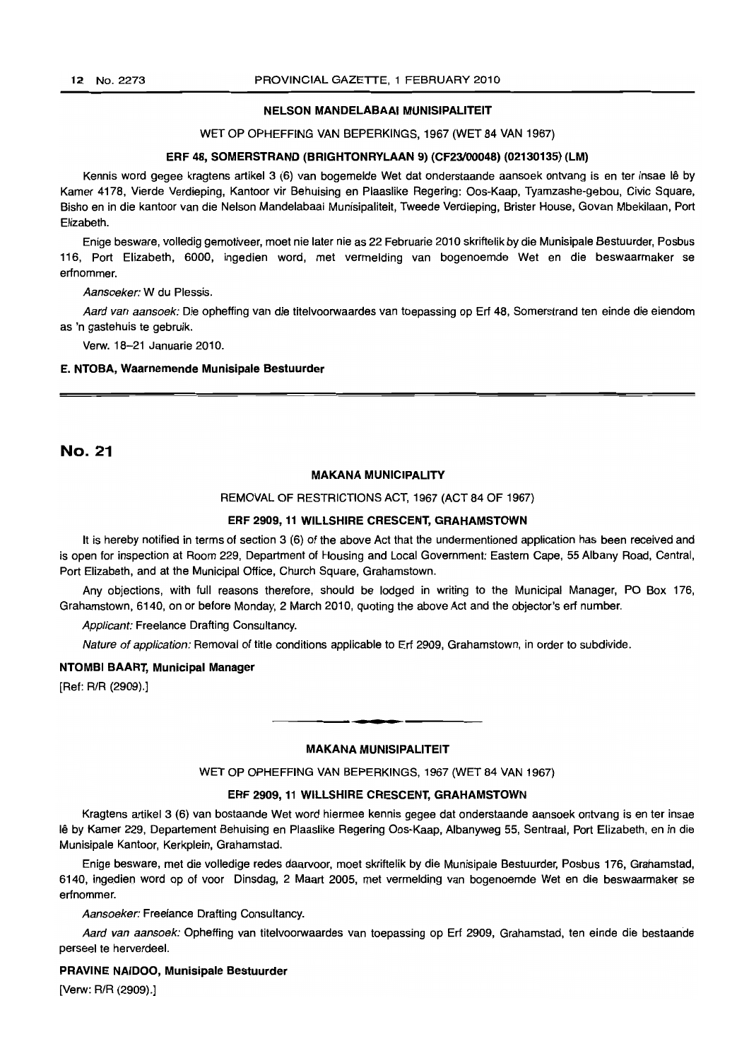### NELSON MANDELABAAI MUNISIPALITEIT

WET OP OPHEFFING VAN BEPERKINGS, 1967 (WET 84 VAN 1967)

#### ERF 48, SOMERSTRAND (BRIGHTONRYLAAN 9) (CF23/00048) (02130135) (LM)

Kennis word gegee kragtens artikel 3 (6) van bogemelde Wet dat onderstaande aansoek ontvang is en ter insae lê by Kamer 4178, Vierde Verdieping, Kantoor vir Behuising en Plaaslike Regering: Oos-Kaap, Tyamzashe-gebou, Civic Square, Bisho en in die kantoor van die Nelson Mandelabaai Munisipaliteit, Tweede Verdieping, Brister House, Govan Mbekilaan, Port Elizabeth.

Enige besware, volledig gemotiveer, moet nie later nie as 22 Februarie 2010 skriftelik by die Munisipale Bestuurder, Posbus 116, Port Elizabeth, 6000, ingedien word, met vermelding van bogenoemde Wet en die beswaarmaker se erfnommer.

*Aansoeker:* W du Plessis.

*Aard van aansoek:* Die opheffing van die titelvoorwaardes van toepassing op Erf 48, Somerstrand ten einde die eiendom as 'n gastehuis te gebruik.

Verw. 18–21 Januarie 2010.

**E. NTOBA, Waarnemende Munisipale Bestuurder**

---

## No. 21

### MAKANA MUNICIPALITY

REMOVAL OF RESTRICTIONS ACT, 1967 (ACT 84 OF 1967)

#### ERF 2909, 11 WILLSHIRE CRESCENT, GRAHAMSTOWN

It is hereby notified in terms of section 3 (6) of the above Act that the undermentioned application has been received and is open for inspection at Room 229, Department of Housing and Local Government: Eastern Cape, 55 Albany Road, Central, Port Elizabeth, and at the Municipal Office, Church Square, Grahamstown.

Any objections, with full reasons therefore, should be lodged in writing to the Municipal Manager, PO Box 176, Grahamstown, 6140, on or before Monday, 2 March 2010, quoting the above Act and the objector's erf number.

*Applicant:* Freelance Drafting Consultancy.

*Nature of application:* Removal of title conditions applicable to Erf 2909, Grahamstown, in order to subdivide.

**NTOMBI BAART, Municipal Manager**

[Ref: R/R (2909).]

---

### MAKANA MUNISIPALITEIT

WET OP OPHEFFING VAN BEPERKINGS, 1967 (WET 84 VAN 1967)

#### ERF 2909, 11 WILLSHIRE CRESCENT, GRAHAMSTOWN

Kragtens artikel 3 (6) van bostaande Wet word hiermee kennis gegee dat onderstaande aansoek ontvang is en ter insae lê by Kamer 229, Departement Behuising en Plaaslike Regering Oos-Kaap, Albanyweg 55, Sentraal, Port Elizabeth, en in die Munisipale Kantoor, Kerkplein, Grahamstad.

Enige besware, met die volledige redes daarvoor, moet skriftelik by die Munisipale Bestuurder, Posbus 176, Grahamstad, 6140, ingedien word op of voor Dinsdag, 2 Maart 2005, met vermelding van bogenoemde Wet en die beswaarmaker se erfnommer.

*Aansoeker:* Freelance Drafting Consultancy.

*Aard van aansoek:* Opheffing van titelvoorwaardes van toepassing op Erf 2909, Grahamstad, ten einde die bestaande perseel te herverdeel.

**PRAVINE NAIDOO, Munisipale Bestuurder**

[Verw: R/R (2909).]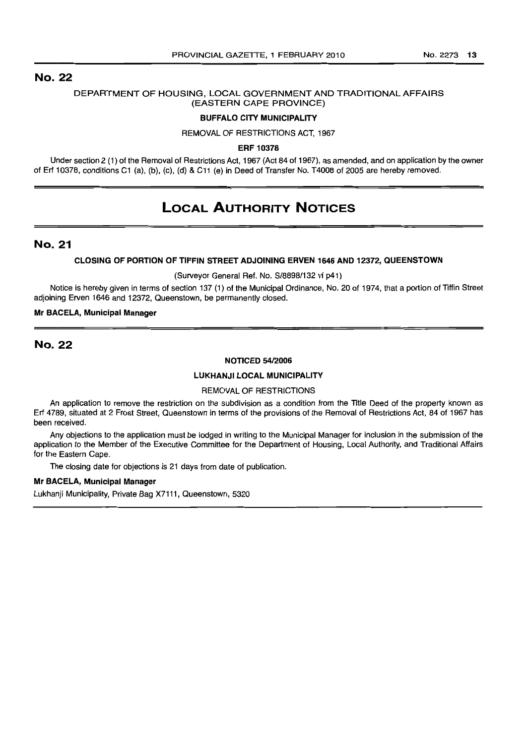## No. 22

DEPARTMENT OF HOUSING, LOCAL GOVERNMENT AND TRADITIONAL AFFAIRS (EASTERN CAPE PROVINCE)

**BUFFALO CITY MUNICIPALITY**

REMOVAL OF RESTRICTIONS ACT, 1967

**ERF 10378**

Under section 2 (1) of the Removal of Restrictions Act, 1967 (Act 84 of 1967), as amended, and on application by the owner of Erf 10378, conditions C1 (a), (b), (c), (d) & C11 (e) in Deed of Transfer No. T4008 of 2005 are hereby removed.

# LOCAL AUTHORITY NOTICES

## No. 21

**CLOSING OF PORTION OF TIFFIN STREET ADJOINING ERVEN 1646 AND 12372, QUEENSTOWN**

(Surveyor General Ref. No. S/8898/132 vi p41)

Notice is hereby given in terms of section 137 (1) of the Municipal Ordinance, No. 20 of 1974, that a portion of Tiffin Street adjoining Erven 1646 and 12372, Queenstown, be permanently closed.

**Mr BACELA, Municipal Manager**

## No. 22

**NOTICED 54/2006**

**LUKHANJI LOCAL MUNICIPALITY**

REMOVAL OF RESTRICTIONS

An application to remove the restriction on the subdivision as a condition from the Title Deed of the property known as Erf 4789, situated at 2 Frost Street, Queenstown in terms of the provisions of the Removal of Restrictions Act, 84 of 1967 has been received.

Any objections to the application must be lodged in writing to the Municipal Manager for inclusion in the submission of the application to the Member of the Executive Committee for the Department of Housing, Local Authority, and Traditional Affairs for the Eastern Cape.

The closing date for objections is 21 days from date of publication.

**Mr BACELA, Municipal Manager**

Lukhanji Municipality, Private Bag X7111, Queenstown, 5320